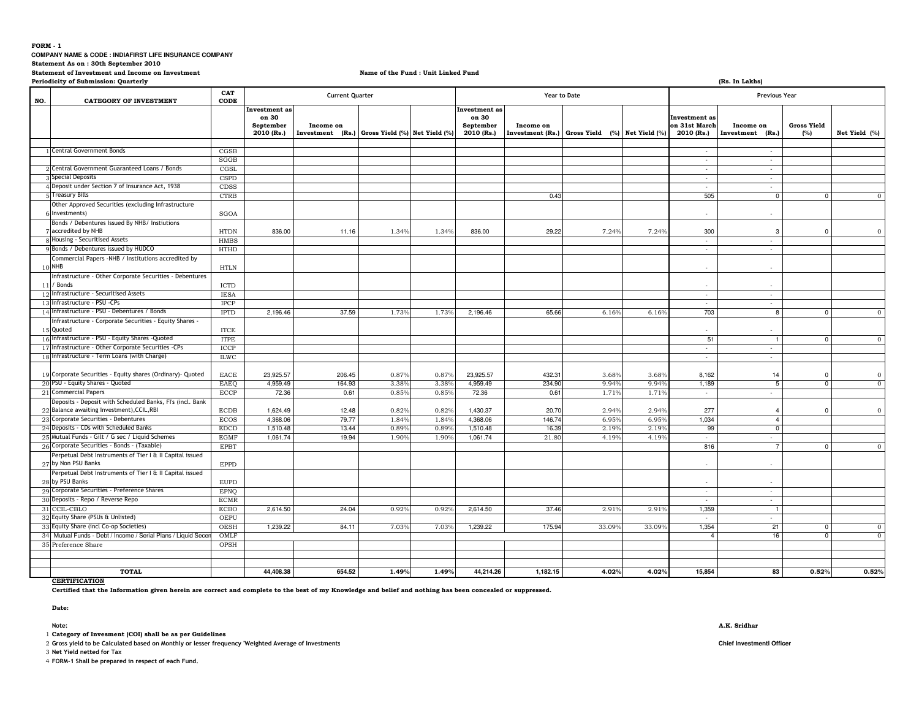**FORM - 1**

**COMPANY NAME & CODE : INDIAFIRST LIFE INSURANCE COMPANY**

**Statement As on : 30th September 2010**

**Statement of Investment and Income on Investment** **Name of the Fund : Unit Linked Fund**

**Periodicity of Submission: Quarterly** **(Rs. In Lakhs)**

| NO. | CATEGORY OF INVESTMENT | CAT CODE | Current Quarter | | | | Year to Date | | | | Previous Year | | | |
|---|---|---|---|---|---|---|---|---|---|---|---|---|---|---|
| | | | Investment as on 30 September 2010 (Rs.) | Income on Investment (Rs.) | Gross Yield (%) | Net Yield (%) | Investment as on 30 September 2010 (Rs.) | Income on Investment (Rs.) | Gross Yield (%) | Net Yield (%) | Investment as on 31st March 2010 (Rs.) | Income on Investment (Rs.) | Gross Yield (%) | Net Yield (%) |
| 1 | Central Government Bonds | CGSB | | | | | | | | | - | - | | |
| | | SGGB | | | | | | | | | - | - | | |
| 2 | Central Government Guaranteed Loans / Bonds | CGSL | | | | | | | | | - | - | | |
| 3 | Special Deposits | CSPD | | | | | | | | | - | - | | |
| 4 | Deposit under Section 7 of Insurance Act, 1938 | CDSS | | | | | | | | | - | - | | |
| 5 | Treasury Bills | CTRB | | | | | | 0.43 | | | 505 | 0 | 0 | 0 |
| 6 | Other Approved Securities (excluding Infrastructure Investments) | SGOA | | | | | | | | | - | - | | |
| 7 | Bonds / Debentures Issued By NHB/ Instiutions accredited by NHB | HTDN | 836.00 | 11.16 | 1.34% | 1.34% | 836.00 | 29.22 | 7.24% | 7.24% | 300 | 3 | 0 | 0 |
| 8 | Housing - Securitised Assets | HMBS | | | | | | | | | - | - | | |
| 9 | Bonds / Debentures issued by HUDCO | HTHD | | | | | | | | | - | - | | |
| 10 | Commercial Papers -NHB / Institutions accredited by NHB | HTLN | | | | | | | | | - | - | | |
| 11 | Infrastructure - Other Corporate Securities - Debentures / Bonds | ICTD | | | | | | | | | - | - | | |
| 12 | Infrastructure - Securitised Assets | IESA | | | | | | | | | - | - | | |
| 13 | Infrastructure - PSU -CPs | IPCP | | | | | | | | | - | - | | |
| 14 | Infrastructure - PSU - Debentures / Bonds | IPTD | 2,196.46 | 37.59 | 1.73% | 1.73% | 2,196.46 | 65.66 | 6.16% | 6.16% | 703 | 8 | 0 | 0 |
| 15 | Infrastructure - Corporate Securities - Equity Shares - Quoted | ITCE | | | | | | | | | - | - | | |
| 16 | Infrastructure - PSU - Equity Shares -Quoted | ITPE | | | | | | | | | 51 | 1 | 0 | 0 |
| 17 | Infrastructure - Other Corporate Securities -CPs | ICCP | | | | | | | | | - | - | | |
| 18 | Infrastructure - Term Loans (with Charge) | ILWC | | | | | | | | | - | - | | |
| 19 | Corporate Securities - Equity shares (Ordinary)- Quoted | EACE | 23,925.57 | 206.45 | 0.87% | 0.87% | 23,925.57 | 432.31 | 3.68% | 3.68% | 8,162 | 14 | 0 | 0 |
| 20 | PSU - Equity Shares - Quoted | EAEQ | 4,959.49 | 164.93 | 3.38% | 3.38% | 4,959.49 | 234.90 | 9.94% | 9.94% | 1,189 | 5 | 0 | 0 |
| 21 | Commercial Papers | ECCP | 72.36 | 0.61 | 0.85% | 0.85% | 72.36 | 0.61 | 1.71% | 1.71% | - | - | | |
| 22 | Deposits - Deposit with Scheduled Banks, FI's (incl. Bank Balance awaiting Investment),CCIL,RBI | ECDB | 1,624.49 | 12.48 | 0.82% | 0.82% | 1,430.37 | 20.70 | 2.94% | 2.94% | 277 | 4 | 0 | 0 |
| 23 | Corporate Securities - Debentures | ECOS | 4,368.06 | 79.77 | 1.84% | 1.84% | 4,368.06 | 146.74 | 6.95% | 6.95% | 1,034 | 4 | | |
| 24 | Deposits - CDs with Scheduled Banks | EDCD | 1,510.48 | 13.44 | 0.89% | 0.89% | 1,510.48 | 16.39 | 2.19% | 2.19% | 99 | 0 | | |
| 25 | Mutual Funds - Gilt / G sec / Liquid Schemes | EGMF | 1,061.74 | 19.94 | 1.90% | 1.90% | 1,061.74 | 21.80 | 4.19% | 4.19% | - | - | | |
| 26 | Corporate Securities - Bonds - (Taxable) | EPBT | | | | | | | | | 816 | 7 | 0 | 0 |
| 27 | Perpetual Debt Instruments of Tier I & II Capital issued by Non PSU Banks | EPPD | | | | | | | | | - | - | | |
| 28 | Perpetual Debt Instruments of Tier I & II Capital issued by PSU Banks | EUPD | | | | | | | | | - | - | | |
| 29 | Corporate Securities - Preference Shares | EPNQ | | | | | | | | | - | - | | |
| 30 | Deposits - Repo / Reverse Repo | ECMR | | | | | | | | | - | - | | |
| 31 | CCIL-CBLO | ECBO | 2,614.50 | 24.04 | 0.92% | 0.92% | 2,614.50 | 37.46 | 2.91% | 2.91% | 1,359 | 1 | | |
| 32 | Equity Share (PSUs & Unlisted) | OEPU | | | | | | | | | - | - | | |
| 33 | Equity Share (incl Co-op Societies) | OESH | 1,239.22 | 84.11 | 7.03% | 7.03% | 1,239.22 | 175.94 | 33.09% | 33.09% | 1,354 | 21 | 0 | 0 |
| 34 | Mutual Funds - Debt / Income / Serial Plans / Liquid Secer | OMLF | | | | | | | | | 4 | 16 | 0 | 0 |
| 35 | Preference Share | OPSH | | | | | | | | | | | | |
| | **TOTAL** | | **44,408.38** | **654.52** | **1.49%** | **1.49%** | **44,214.26** | **1,182.15** | **4.02%** | **4.02%** | **15,854** | **83** | **0.52%** | **0.52%** |

**CERTIFICATION**

**Certified that the Information given herein are correct and complete to the best of my Knowledge and belief and nothing has been concealed or suppressed.**

**Date:**

**Note:**

1. **Category of Invesment (COI) shall be as per Guidelines**
2. **Gross yield to be Calculated based on Monthly or lesser frequency 'Weighted Average of Investments**
3. **Net Yield netted for Tax**
4. **FORM-1 Shall be prepared in respect of each Fund.**

**A.K. Sridhar**

**Chief Investmentl Officer**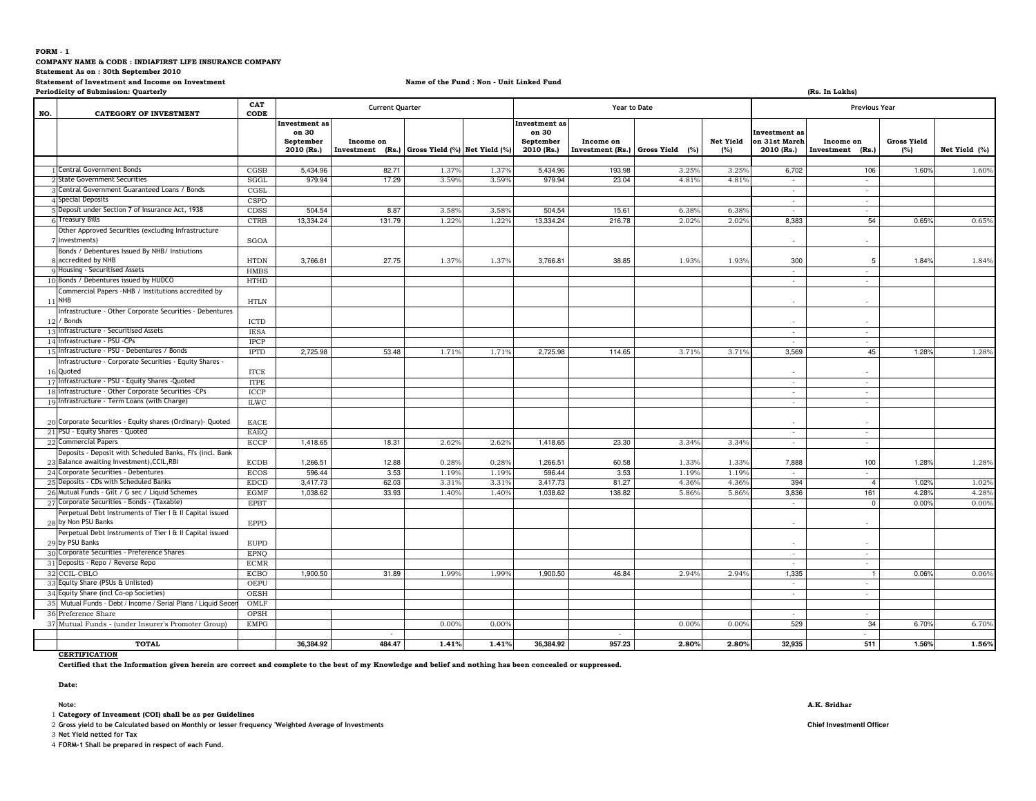**FORM - 1**

**COMPANY NAME & CODE : INDIAFIRST LIFE INSURANCE COMPANY**

**Statement As on : 30th September 2010**

**Statement of Investment and Income on Investment** — **Name of the Fund : Non - Unit Linked Fund**

**Periodicity of Submission: Quarterly** — **(Rs. In Lakhs)**

| NO. | CATEGORY OF INVESTMENT | CAT CODE | Current Quarter | | | | Year to Date | | | | Previous Year | | | |
|---|---|---|---|---|---|---|---|---|---|---|---|---|---|---|
| | | | Investment as on 30 September 2010 (Rs.) | Income on Investment (Rs.) | Gross Yield (%) | Net Yield (%) | Investment as on 30 September 2010 (Rs.) | Income on Investment (Rs.) | Gross Yield (%) | Net Yield (%) | Investment as on 31st March 2010 (Rs.) | Income on Investment (Rs.) | Gross Yield (%) | Net Yield (%) |
| 1 | Central Government Bonds | CGSB | 5,434.96 | 82.71 | 1.37% | 1.37% | 5,434.96 | 193.98 | 3.25% | 3.25% | 6,702 | 106 | 1.60% | 1.60% |
| 2 | State Government Securities | SGGL | 979.94 | 17.29 | 3.59% | 3.59% | 979.94 | 23.04 | 4.81% | 4.81% | - | - | | |
| 3 | Central Government Guaranteed Loans / Bonds | CGSL | | | | | | | | | - | - | | |
| 4 | Special Deposits | CSPD | | | | | | | | | - | - | | |
| 5 | Deposit under Section 7 of Insurance Act, 1938 | CDSS | 504.54 | 8.87 | 3.58% | 3.58% | 504.54 | 15.61 | 6.38% | 6.38% | - | - | | |
| 6 | Treasury Bills | CTRB | 13,334.24 | 131.79 | 1.22% | 1.22% | 13,334.24 | 216.78 | 2.02% | 2.02% | 8,383 | 54 | 0.65% | 0.65% |
| 7 | Other Approved Securities (excluding Infrastructure Investments) | SGOA | | | | | | | | | - | - | | |
| 8 | Bonds / Debentures Issued By NHB/ Instiutions accredited by NHB | HTDN | 3,766.81 | 27.75 | 1.37% | 1.37% | 3,766.81 | 38.85 | 1.93% | 1.93% | 300 | 5 | 1.84% | 1.84% |
| 9 | Housing - Securitised Assets | HMBS | | | | | | | | | - | - | | |
| 10 | Bonds / Debentures issued by HUDCO | HTHD | | | | | | | | | - | - | | |
| 11 | Commercial Papers -NHB / Institutions accredited by NHB | HTLN | | | | | | | | | - | - | | |
| 12 | Infrastructure - Other Corporate Securities - Debentures / Bonds | ICTD | | | | | | | | | - | - | | |
| 13 | Infrastructure - Securitised Assets | IESA | | | | | | | | | - | - | | |
| 14 | Infrastructure - PSU -CPs | IPCP | | | | | | | | | - | - | | |
| 15 | Infrastructure - PSU - Debentures / Bonds | IPTD | 2,725.98 | 53.48 | 1.71% | 1.71% | 2,725.98 | 114.65 | 3.71% | 3.71% | 3,569 | 45 | 1.28% | 1.28% |
| 16 | Infrastructure - Corporate Securities - Equity Shares - Quoted | ITCE | | | | | | | | | - | - | | |
| 17 | Infrastructure - PSU - Equity Shares -Quoted | ITPE | | | | | | | | | - | - | | |
| 18 | Infrastructure - Other Corporate Securities -CPs | ICCP | | | | | | | | | - | - | | |
| 19 | Infrastructure - Term Loans (with Charge) | ILWC | | | | | | | | | - | - | | |
| 20 | Corporate Securities - Equity shares (Ordinary)- Quoted | EACE | | | | | | | | | - | - | | |
| 21 | PSU - Equity Shares - Quoted | EAEQ | | | | | | | | | - | - | | |
| 22 | Commercial Papers | ECCP | 1,418.65 | 18.31 | 2.62% | 2.62% | 1,418.65 | 23.30 | 3.34% | 3.34% | - | - | | |
| 23 | Deposits - Deposit with Scheduled Banks, FI's (incl. Bank Balance awaiting Investment),CCIL,RBI | ECDB | 1,266.51 | 12.88 | 0.28% | 0.28% | 1,266.51 | 60.58 | 1.33% | 1.33% | 7,888 | 100 | 1.28% | 1.28% |
| 24 | Corporate Securities - Debentures | ECOS | 596.44 | 3.53 | 1.19% | 1.19% | 596.44 | 3.53 | 1.19% | 1.19% | - | - | | |
| 25 | Deposits - CDs with Scheduled Banks | EDCD | 3,417.73 | 62.03 | 3.31% | 3.31% | 3,417.73 | 81.27 | 4.36% | 4.36% | 394 | 4 | 1.02% | 1.02% |
| 26 | Mutual Funds - Gilt / G sec / Liquid Schemes | EGMF | 1,038.62 | 33.93 | 1.40% | 1.40% | 1,038.62 | 138.82 | 5.86% | 5.86% | 3,836 | 161 | 4.28% | 4.28% |
| 27 | Corporate Securities - Bonds - (Taxable) | EPBT | | | | | | | | | - | 0 | 0.00% | 0.00% |
| 28 | Perpetual Debt Instruments of Tier I & II Capital issued by Non PSU Banks | EPPD | | | | | | | | | - | - | | |
| 29 | Perpetual Debt Instruments of Tier I & II Capital issued by PSU Banks | EUPD | | | | | | | | | - | - | | |
| 30 | Corporate Securities - Preference Shares | EPNQ | | | | | | | | | - | - | | |
| 31 | Deposits - Repo / Reverse Repo | ECMR | | | | | | | | | - | - | | |
| 32 | CCIL-CBLO | ECBO | 1,900.50 | 31.89 | 1.99% | 1.99% | 1,900.50 | 46.84 | 2.94% | 2.94% | 1,335 | 1 | 0.06% | 0.06% |
| 33 | Equity Share (PSUs & Unlisted) | OEPU | | | | | | | | | - | - | | |
| 34 | Equity Share (incl Co-op Societies) | OESH | | | | | | | | | - | - | | |
| 35 | Mutual Funds - Debt / Income / Serial Plans / Liquid Secem | OMLF | | | | | | | | | | | | |
| 36 | Preference Share | OPSH | | | | | | | | | - | - | | |
| 37 | Mutual Funds - (under Insurer's Promoter Group) | EMPG | | | 0.00% | 0.00% | | | 0.00% | 0.00% | 529 | 34 | 6.70% | 6.70% |
| | | | | - | | | | - | | | | - | | |
| | **TOTAL** | | **36,384.92** | **484.47** | **1.41%** | **1.41%** | **36,384.92** | **957.23** | **2.80%** | **2.80%** | **32,935** | **511** | **1.56%** | **1.56%** |

**CERTIFICATION**

**Certified that the Information given herein are correct and complete to the best of my Knowledge and belief and nothing has been concealed or suppressed.**

**Date:**

**A.K. Sridhar**

**Chief Investmentl Officer**

**Note:**

1. **Category of Invesment (COI) shall be as per Guidelines**
2. **Gross yield to be Calculated based on Monthly or lesser frequency 'Weighted Average of Investments**
3. **Net Yield netted for Tax**
4. **FORM-1 Shall be prepared in respect of each Fund.**